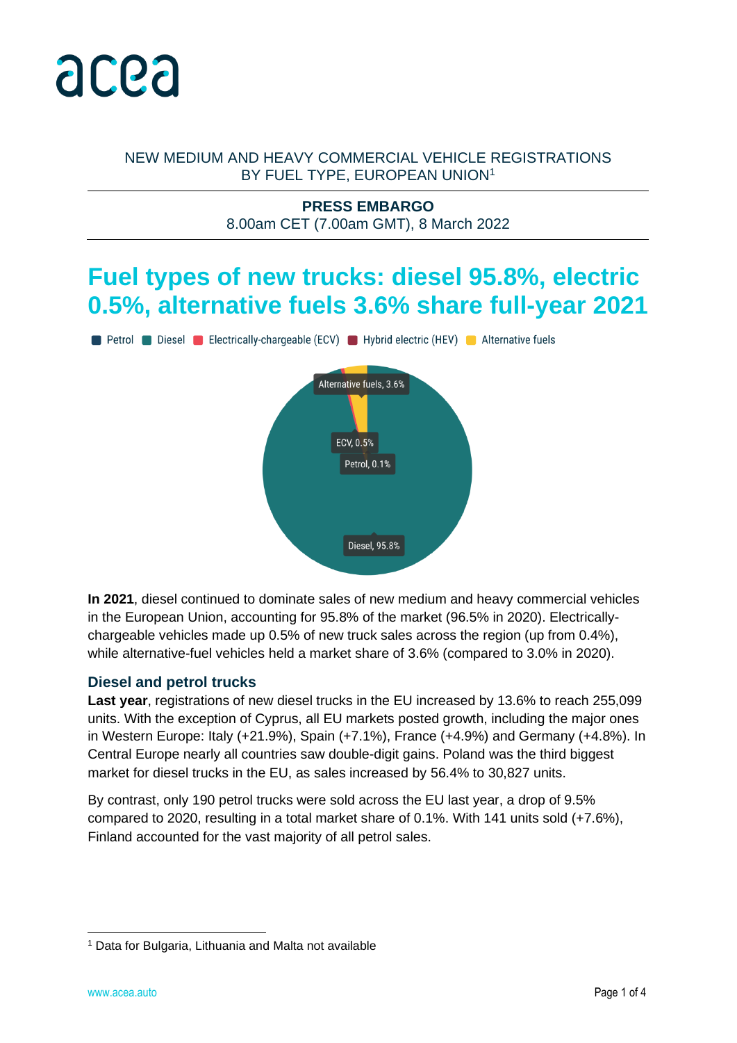NEW MEDIUM AND HEAVY COMMERCIAL VEHICLE REGISTRATIONS BY FUEL TYPE, EUROPEAN UNION[1]

**PRESS EMBARGO**
8.00am CET (7.00am GMT), 8 March 2022

# Fuel types of new trucks: diesel 95.8%, electric 0.5%, alternative fuels 3.6% share full-year 2021

Petrol | Diesel | Electrically-chargeable (ECV) | Hybrid electric (HEV) | Alternative fuels

Alternative fuels, 3.6%
ECV, 0.5%
Petrol, 0.1%
Diesel, 95.8%

**In 2021**, diesel continued to dominate sales of new medium and heavy commercial vehicles in the European Union, accounting for 95.8% of the market (96.5% in 2020). Electrically-chargeable vehicles made up 0.5% of new truck sales across the region (up from 0.4%), while alternative-fuel vehicles held a market share of 3.6% (compared to 3.0% in 2020).

## Diesel and petrol trucks

**Last year**, registrations of new diesel trucks in the EU increased by 13.6% to reach 255,099 units. With the exception of Cyprus, all EU markets posted growth, including the major ones in Western Europe: Italy (+21.9%), Spain (+7.1%), France (+4.9%) and Germany (+4.8%). In Central Europe nearly all countries saw double-digit gains. Poland was the third biggest market for diesel trucks in the EU, as sales increased by 56.4% to 30,827 units.

By contrast, only 190 petrol trucks were sold across the EU last year, a drop of 9.5% compared to 2020, resulting in a total market share of 0.1%. With 141 units sold (+7.6%), Finland accounted for the vast majority of all petrol sales.

[1] Data for Bulgaria, Lithuania and Malta not available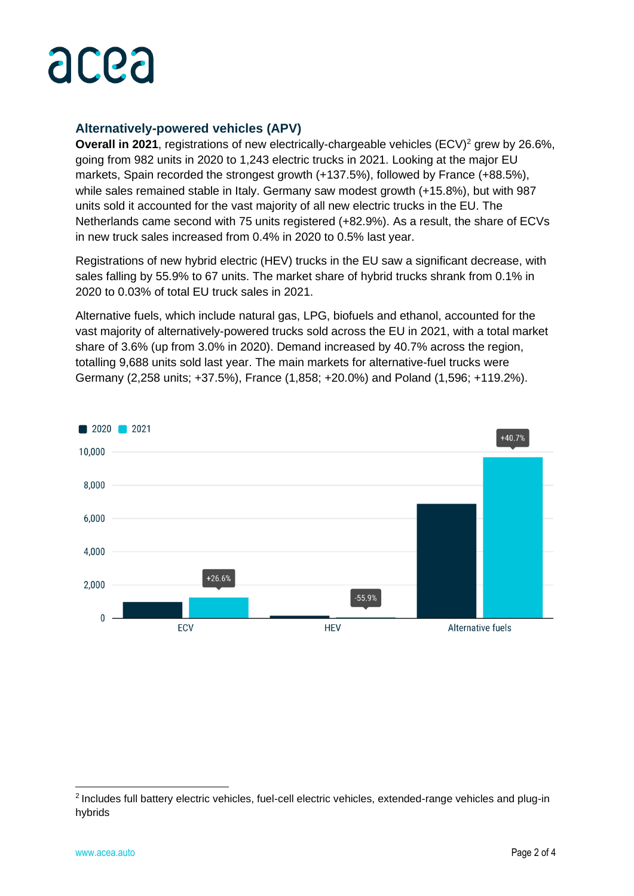## Alternatively-powered vehicles (APV)

**Overall in 2021**, registrations of new electrically-chargeable vehicles (ECV)[2] grew by 26.6%, going from 982 units in 2020 to 1,243 electric trucks in 2021. Looking at the major EU markets, Spain recorded the strongest growth (+137.5%), followed by France (+88.5%), while sales remained stable in Italy. Germany saw modest growth (+15.8%), but with 987 units sold it accounted for the vast majority of all new electric trucks in the EU. The Netherlands came second with 75 units registered (+82.9%). As a result, the share of ECVs in new truck sales increased from 0.4% in 2020 to 0.5% last year.

Registrations of new hybrid electric (HEV) trucks in the EU saw a significant decrease, with sales falling by 55.9% to 67 units. The market share of hybrid trucks shrank from 0.1% in 2020 to 0.03% of total EU truck sales in 2021.

Alternative fuels, which include natural gas, LPG, biofuels and ethanol, accounted for the vast majority of alternatively-powered trucks sold across the EU in 2021, with a total market share of 3.6% (up from 3.0% in 2020). Demand increased by 40.7% across the region, totalling 9,688 units sold last year. The main markets for alternative-fuel trucks were Germany (2,258 units; +37.5%), France (1,858; +20.0%) and Poland (1,596; +119.2%).

[2] Includes full battery electric vehicles, fuel-cell electric vehicles, extended-range vehicles and plug-in hybrids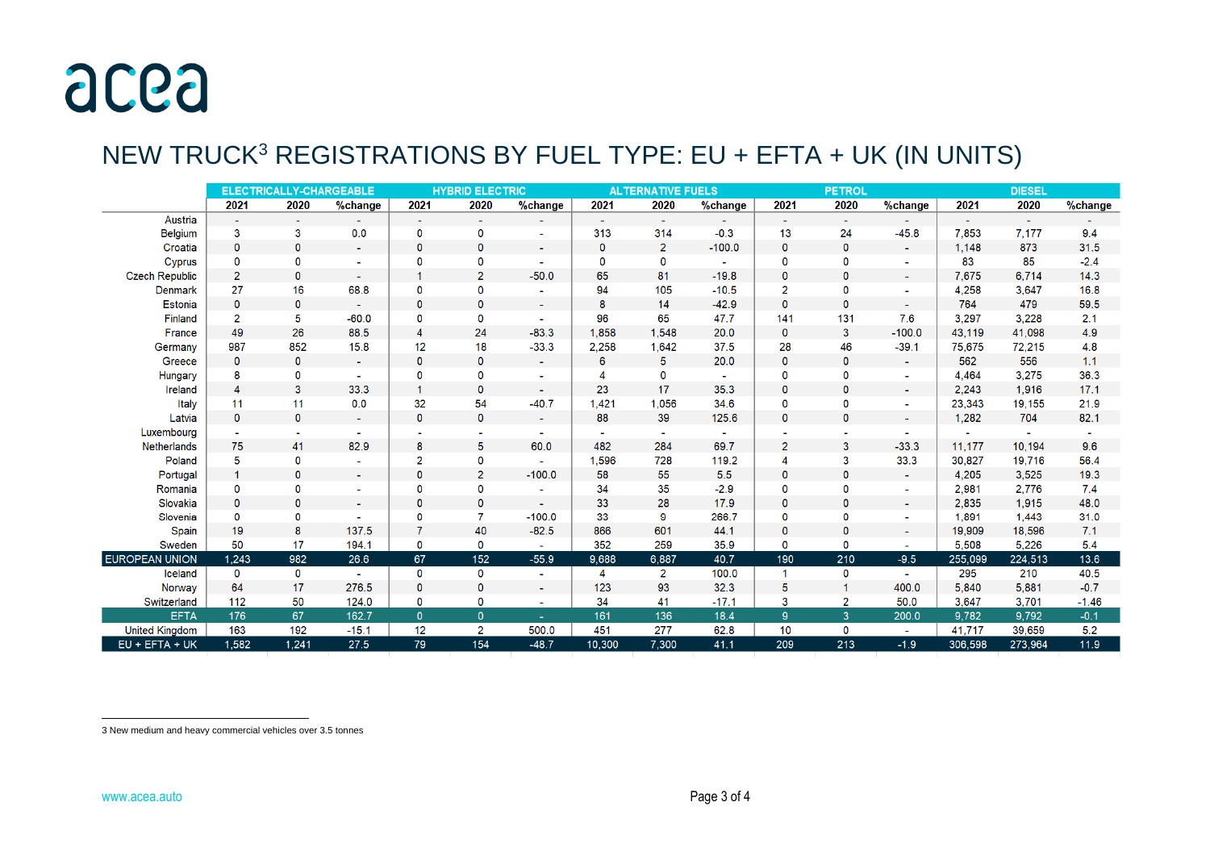# NEW TRUCK[3] REGISTRATIONS BY FUEL TYPE: EU + EFTA + UK (IN UNITS)

| | ELECTRICALLY-CHARGEABLE | | | HYBRID ELECTRIC | | | ALTERNATIVE FUELS | | | PETROL | | | DIESEL | | |
|---|---|---|---|---|---|---|---|---|---|---|---|---|---|---|---|
| | 2021 | 2020 | %change | 2021 | 2020 | %change | 2021 | 2020 | %change | 2021 | 2020 | %change | 2021 | 2020 | %change |
| Austria | - | - | - | - | - | - | - | - | - | - | - | - | - | - | - |
| Belgium | 3 | 3 | 0.0 | 0 | 0 | - | 313 | 314 | -0.3 | 13 | 24 | -45.8 | 7,853 | 7,177 | 9.4 |
| Croatia | 0 | 0 | - | 0 | 0 | - | 0 | 2 | -100.0 | 0 | 0 | - | 1,148 | 873 | 31.5 |
| Cyprus | 0 | 0 | - | 0 | 0 | - | 0 | 0 | - | 0 | 0 | - | 83 | 85 | -2.4 |
| Czech Republic | 2 | 0 | - | 1 | 2 | -50.0 | 65 | 81 | -19.8 | 0 | 0 | - | 7,675 | 6,714 | 14.3 |
| Denmark | 27 | 16 | 68.8 | 0 | 0 | - | 94 | 105 | -10.5 | 2 | 0 | - | 4,258 | 3,647 | 16.8 |
| Estonia | 0 | 0 | - | 0 | 0 | - | 8 | 14 | -42.9 | 0 | 0 | - | 764 | 479 | 59.5 |
| Finland | 2 | 5 | -60.0 | 0 | 0 | - | 96 | 65 | 47.7 | 141 | 131 | 7.6 | 3,297 | 3,228 | 2.1 |
| France | 49 | 26 | 88.5 | 4 | 24 | -83.3 | 1,858 | 1,548 | 20.0 | 0 | 3 | -100.0 | 43,119 | 41,098 | 4.9 |
| Germany | 987 | 852 | 15.8 | 12 | 18 | -33.3 | 2,258 | 1,642 | 37.5 | 28 | 46 | -39.1 | 75,675 | 72,215 | 4.8 |
| Greece | 0 | 0 | - | 0 | 0 | - | 6 | 5 | 20.0 | 0 | 0 | - | 562 | 556 | 1.1 |
| Hungary | 8 | 0 | - | 0 | 0 | - | 4 | 0 | - | 0 | 0 | - | 4,464 | 3,275 | 36.3 |
| Ireland | 4 | 3 | 33.3 | 1 | 0 | - | 23 | 17 | 35.3 | 0 | 0 | - | 2,243 | 1,916 | 17.1 |
| Italy | 11 | 11 | 0.0 | 32 | 54 | -40.7 | 1,421 | 1,056 | 34.6 | 0 | 0 | - | 23,343 | 19,155 | 21.9 |
| Latvia | 0 | 0 | - | 0 | 0 | - | 88 | 39 | 125.6 | 0 | 0 | - | 1,282 | 704 | 82.1 |
| Luxembourg | - | - | - | - | - | - | - | - | - | - | - | - | - | - | - |
| Netherlands | 75 | 41 | 82.9 | 8 | 5 | 60.0 | 482 | 284 | 69.7 | 2 | 3 | -33.3 | 11,177 | 10,194 | 9.6 |
| Poland | 5 | 0 | - | 2 | 0 | - | 1,596 | 728 | 119.2 | 4 | 3 | 33.3 | 30,827 | 19,716 | 56.4 |
| Portugal | 1 | 0 | - | 0 | 2 | -100.0 | 58 | 55 | 5.5 | 0 | 0 | - | 4,205 | 3,525 | 19.3 |
| Romania | 0 | 0 | - | 0 | 0 | - | 34 | 35 | -2.9 | 0 | 0 | - | 2,981 | 2,776 | 7.4 |
| Slovakia | 0 | 0 | - | 0 | 0 | - | 33 | 28 | 17.9 | 0 | 0 | - | 2,835 | 1,915 | 48.0 |
| Slovenia | 0 | 0 | - | 0 | 7 | -100.0 | 33 | 9 | 266.7 | 0 | 0 | - | 1,891 | 1,443 | 31.0 |
| Spain | 19 | 8 | 137.5 | 7 | 40 | -82.5 | 866 | 601 | 44.1 | 0 | 0 | - | 19,909 | 18,596 | 7.1 |
| Sweden | 50 | 17 | 194.1 | 0 | 0 | - | 352 | 259 | 35.9 | 0 | 0 | - | 5,508 | 5,226 | 5.4 |
| **EUROPEAN UNION** | **1,243** | **982** | **26.6** | **67** | **152** | **-55.9** | **9,688** | **6,887** | **40.7** | **190** | **210** | **-9.5** | **255,099** | **224,513** | **13.6** |
| Iceland | 0 | 0 | - | 0 | 0 | - | 4 | 2 | 100.0 | 1 | 0 | - | 295 | 210 | 40.5 |
| Norway | 64 | 17 | 276.5 | 0 | 0 | - | 123 | 93 | 32.3 | 5 | 1 | 400.0 | 5,840 | 5,881 | -0.7 |
| Switzerland | 112 | 50 | 124.0 | 0 | 0 | - | 34 | 41 | -17.1 | 3 | 2 | 50.0 | 3,647 | 3,701 | -1.46 |
| **EFTA** | **176** | **67** | **162.7** | **0** | **0** | **-** | **161** | **136** | **18.4** | **9** | **3** | **200.0** | **9,782** | **9,792** | **-0.1** |
| United Kingdom | 163 | 192 | -15.1 | 12 | 2 | 500.0 | 451 | 277 | 62.8 | 10 | 0 | - | 41,717 | 39,659 | 5.2 |
| **EU + EFTA + UK** | **1,582** | **1,241** | **27.5** | **79** | **154** | **-48.7** | **10,300** | **7,300** | **41.1** | **209** | **213** | **-1.9** | **306,598** | **273,964** | **11.9** |

3 New medium and heavy commercial vehicles over 3.5 tonnes

www.acea.auto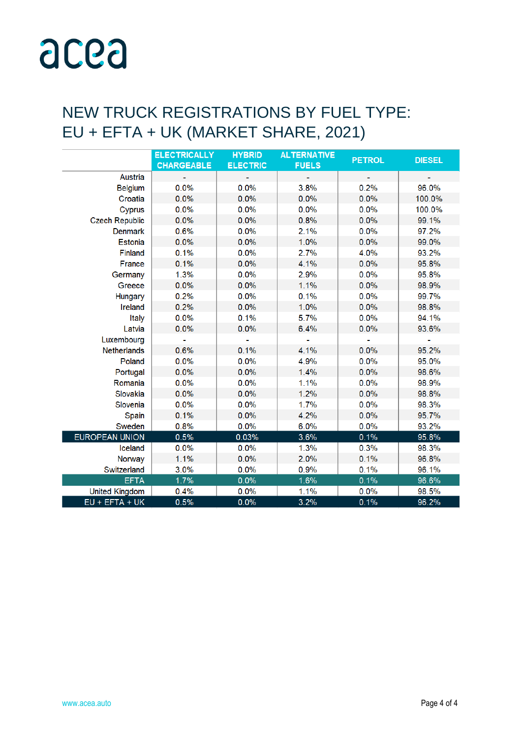# NEW TRUCK REGISTRATIONS BY FUEL TYPE: EU + EFTA + UK (MARKET SHARE, 2021)

| | ELECTRICALLY CHARGEABLE | HYBRID ELECTRIC | ALTERNATIVE FUELS | PETROL | DIESEL |
|---|---|---|---|---|---|
| Austria | - | - | - | - | - |
| Belgium | 0.0% | 0.0% | 3.8% | 0.2% | 96.0% |
| Croatia | 0.0% | 0.0% | 0.0% | 0.0% | 100.0% |
| Cyprus | 0.0% | 0.0% | 0.0% | 0.0% | 100.0% |
| Czech Republic | 0.0% | 0.0% | 0.8% | 0.0% | 99.1% |
| Denmark | 0.6% | 0.0% | 2.1% | 0.0% | 97.2% |
| Estonia | 0.0% | 0.0% | 1.0% | 0.0% | 99.0% |
| Finland | 0.1% | 0.0% | 2.7% | 4.0% | 93.2% |
| France | 0.1% | 0.0% | 4.1% | 0.0% | 95.8% |
| Germany | 1.3% | 0.0% | 2.9% | 0.0% | 95.8% |
| Greece | 0.0% | 0.0% | 1.1% | 0.0% | 98.9% |
| Hungary | 0.2% | 0.0% | 0.1% | 0.0% | 99.7% |
| Ireland | 0.2% | 0.0% | 1.0% | 0.0% | 98.8% |
| Italy | 0.0% | 0.1% | 5.7% | 0.0% | 94.1% |
| Latvia | 0.0% | 0.0% | 6.4% | 0.0% | 93.6% |
| Luxembourg | - | - | - | - | - |
| Netherlands | 0.6% | 0.1% | 4.1% | 0.0% | 95.2% |
| Poland | 0.0% | 0.0% | 4.9% | 0.0% | 95.0% |
| Portugal | 0.0% | 0.0% | 1.4% | 0.0% | 98.6% |
| Romania | 0.0% | 0.0% | 1.1% | 0.0% | 98.9% |
| Slovakia | 0.0% | 0.0% | 1.2% | 0.0% | 98.8% |
| Slovenia | 0.0% | 0.0% | 1.7% | 0.0% | 98.3% |
| Spain | 0.1% | 0.0% | 4.2% | 0.0% | 95.7% |
| Sweden | 0.8% | 0.0% | 6.0% | 0.0% | 93.2% |
| EUROPEAN UNION | 0.5% | 0.03% | 3.6% | 0.1% | 95.8% |
| Iceland | 0.0% | 0.0% | 1.3% | 0.3% | 98.3% |
| Norway | 1.1% | 0.0% | 2.0% | 0.1% | 96.8% |
| Switzerland | 3.0% | 0.0% | 0.9% | 0.1% | 96.1% |
| EFTA | 1.7% | 0.0% | 1.6% | 0.1% | 96.6% |
| United Kingdom | 0.4% | 0.0% | 1.1% | 0.0% | 98.5% |
| EU + EFTA + UK | 0.5% | 0.0% | 3.2% | 0.1% | 96.2% |

www.acea.auto